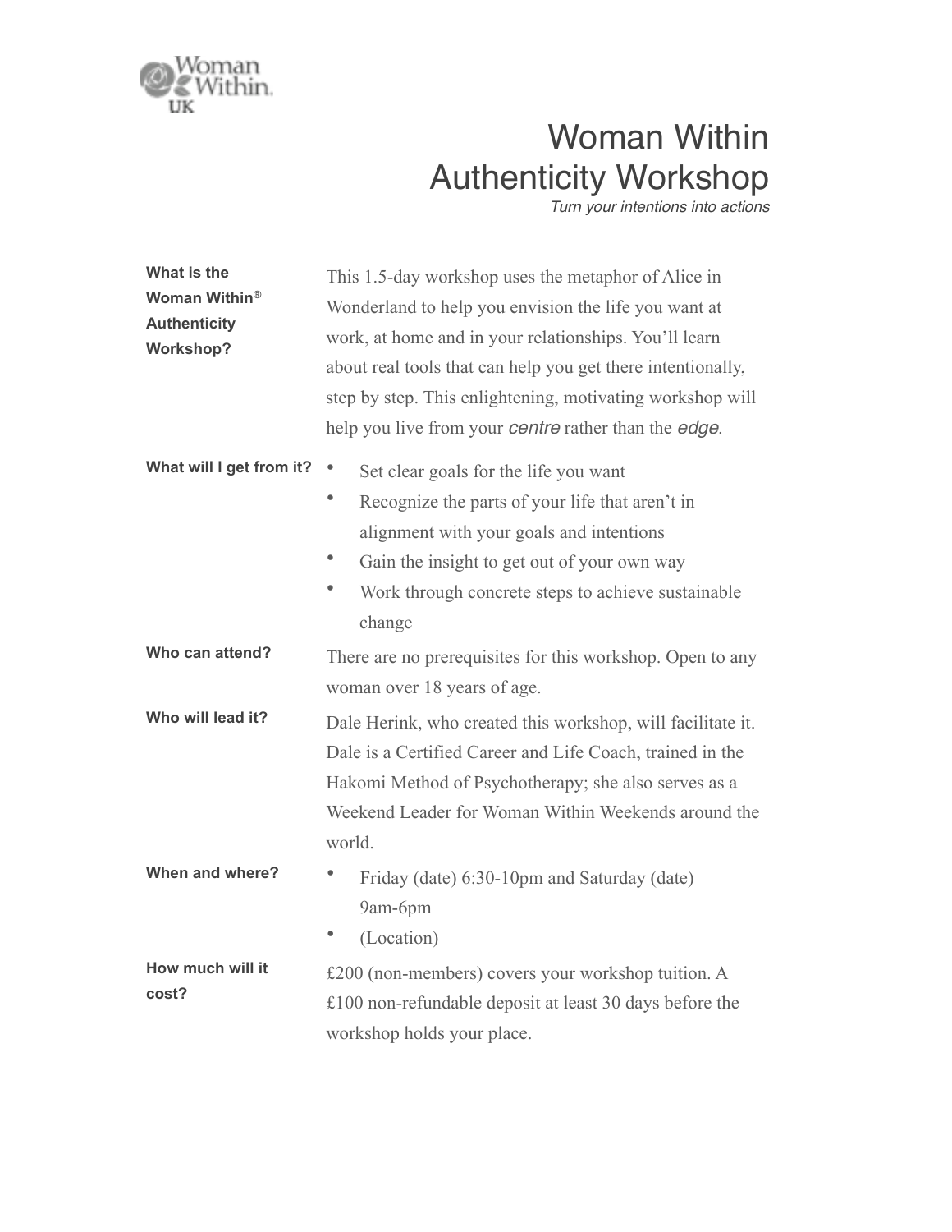Woman Within UK

# Woman Within Authenticity Workshop

*Turn your intentions into actions*

**What is the Woman Within® Authenticity Workshop?**

This 1.5-day workshop uses the metaphor of Alice in Wonderland to help you envision the life you want at work, at home and in your relationships. You'll learn about real tools that can help you get there intentionally, step by step. This enlightening, motivating workshop will help you live from your *centre* rather than the *edge*.

**What will I get from it?**

- Set clear goals for the life you want
- Recognize the parts of your life that aren't in alignment with your goals and intentions
- Gain the insight to get out of your own way
- Work through concrete steps to achieve sustainable change

**Who can attend?**

There are no prerequisites for this workshop. Open to any woman over 18 years of age.

**Who will lead it?**

Dale Herink, who created this workshop, will facilitate it. Dale is a Certified Career and Life Coach, trained in the Hakomi Method of Psychotherapy; she also serves as a Weekend Leader for Woman Within Weekends around the world.

**When and where?**

- Friday (date) 6:30-10pm and Saturday (date) 9am-6pm
- (Location)

**How much will it cost?**

£200 (non-members) covers your workshop tuition. A £100 non-refundable deposit at least 30 days before the workshop holds your place.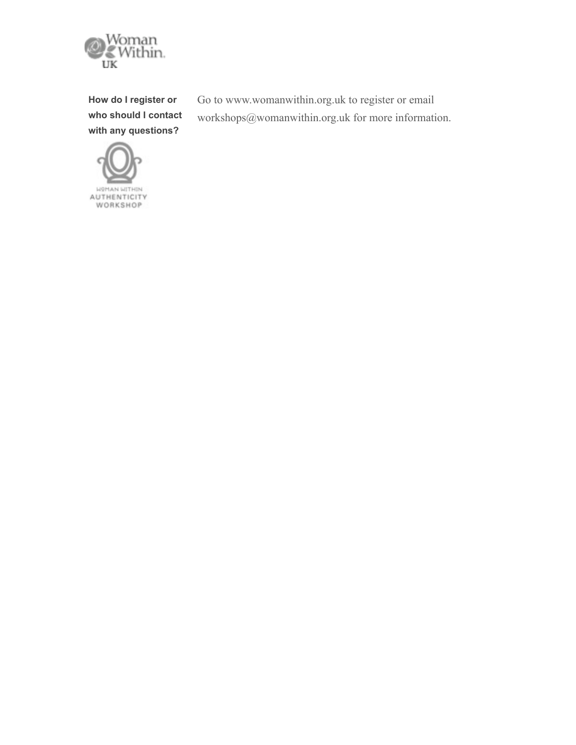**How do I register or who should I contact with any questions?**

Go to www.womanwithin.org.uk to register or email workshops@womanwithin.org.uk for more information.